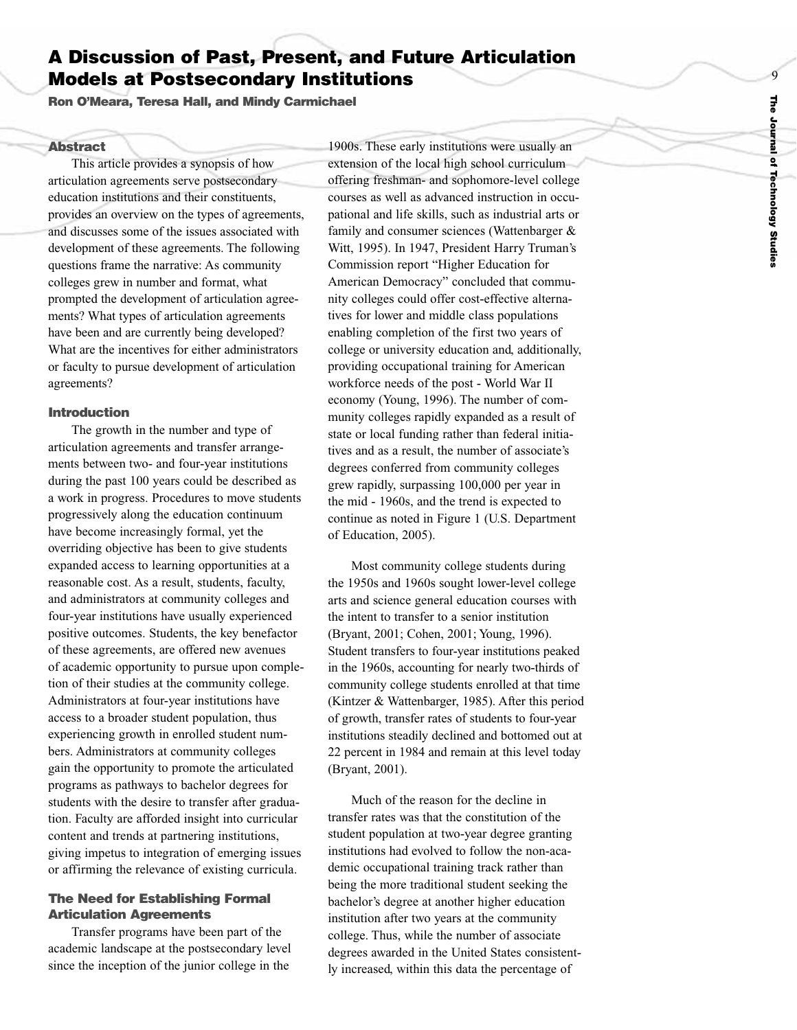# A Discussion of Past, Present, and Future Articulation Models at Postsecondary Institutions

**Ron O'Meara, Teresa Hall, and Mindy Carmichael**

### Abstract

This article provides a synopsis of how articulation agreements serve postsecondary education institutions and their constituents, provides an overview on the types of agreements, and discusses some of the issues associated with development of these agreements. The following questions frame the narrative: As community colleges grew in number and format, what prompted the development of articulation agreements? What types of articulation agreements have been and are currently being developed? What are the incentives for either administrators or faculty to pursue development of articulation agreements?

### Introduction

The growth in the number and type of articulation agreements and transfer arrangements between two- and four-year institutions during the past 100 years could be described as a work in progress. Procedures to move students progressively along the education continuum have become increasingly formal, yet the overriding objective has been to give students expanded access to learning opportunities at a reasonable cost. As a result, students, faculty, and administrators at community colleges and four-year institutions have usually experienced positive outcomes. Students, the key benefactor of these agreements, are offered new avenues of academic opportunity to pursue upon completion of their studies at the community college. Administrators at four-year institutions have access to a broader student population, thus experiencing growth in enrolled student numbers. Administrators at community colleges gain the opportunity to promote the articulated programs as pathways to bachelor degrees for students with the desire to transfer after graduation. Faculty are afforded insight into curricular content and trends at partnering institutions, giving impetus to integration of emerging issues or affirming the relevance of existing curricula.

### The Need for Establishing Formal Articulation Agreements

Transfer programs have been part of the academic landscape at the postsecondary level since the inception of the junior college in the 1900s. These early institutions were usually an extension of the local high school curriculum offering freshman- and sophomore-level college courses as well as advanced instruction in occupational and life skills, such as industrial arts or family and consumer sciences (Wattenbarger & Witt, 1995). In 1947, President Harry Truman's Commission report "Higher Education for American Democracy" concluded that community colleges could offer cost-effective alternatives for lower and middle class populations enabling completion of the first two years of college or university education and, additionally, providing occupational training for American workforce needs of the post - World War II economy (Young, 1996). The number of community colleges rapidly expanded as a result of state or local funding rather than federal initiatives and as a result, the number of associate's degrees conferred from community colleges grew rapidly, surpassing 100,000 per year in the mid - 1960s, and the trend is expected to continue as noted in Figure 1 (U.S. Department of Education, 2005).

Most community college students during the 1950s and 1960s sought lower-level college arts and science general education courses with the intent to transfer to a senior institution (Bryant, 2001; Cohen, 2001; Young, 1996). Student transfers to four-year institutions peaked in the 1960s, accounting for nearly two-thirds of community college students enrolled at that time (Kintzer & Wattenbarger, 1985). After this period of growth, transfer rates of students to four-year institutions steadily declined and bottomed out at 22 percent in 1984 and remain at this level today (Bryant, 2001).

Much of the reason for the decline in transfer rates was that the constitution of the student population at two-year degree granting institutions had evolved to follow the non-academic occupational training track rather than being the more traditional student seeking the bachelor's degree at another higher education institution after two years at the community college. Thus, while the number of associate degrees awarded in the United States consistently increased, within this data the percentage of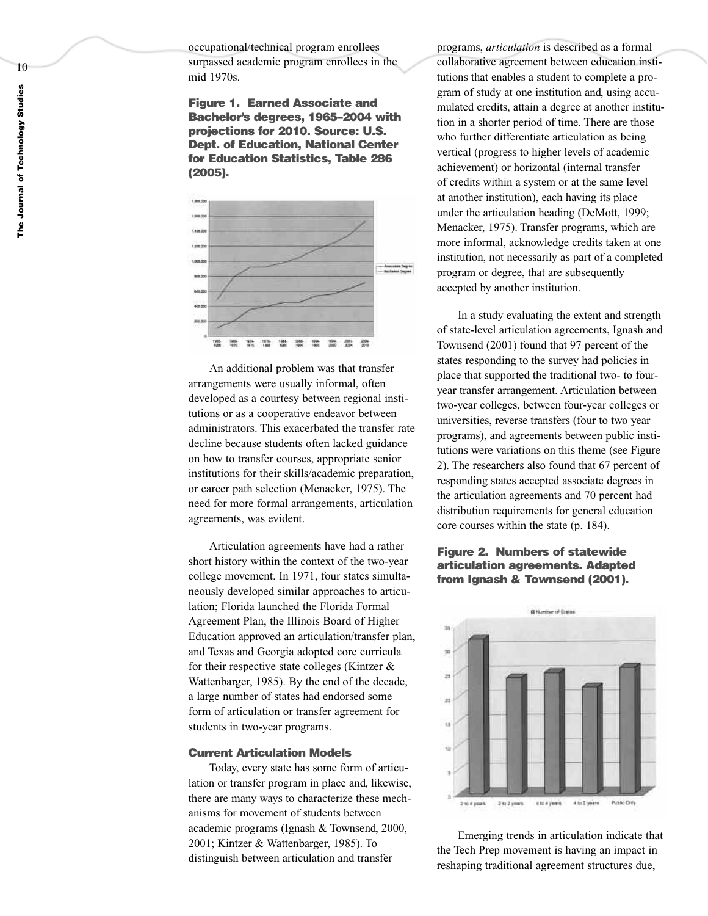occupational/technical program enrollees surpassed academic program enrollees in the mid 1970s.

**Figure 1. Earned Associate and Bachelor's degrees, 1965–2004 with projections for 2010. Source: U.S. Dept. of Education, National Center for Education Statistics, Table 286 (2005).**

An additional problem was that transfer arrangements were usually informal, often developed as a courtesy between regional institutions or as a cooperative endeavor between administrators. This exacerbated the transfer rate decline because students often lacked guidance on how to transfer courses, appropriate senior institutions for their skills/academic preparation, or career path selection (Menacker, 1975). The need for more formal arrangements, articulation agreements, was evident.

Articulation agreements have had a rather short history within the context of the two-year college movement. In 1971, four states simultaneously developed similar approaches to articulation; Florida launched the Florida Formal Agreement Plan, the Illinois Board of Higher Education approved an articulation/transfer plan, and Texas and Georgia adopted core curricula for their respective state colleges (Kintzer & Wattenbarger, 1985). By the end of the decade, a large number of states had endorsed some form of articulation or transfer agreement for students in two-year programs.

### Current Articulation Models

Today, every state has some form of articulation or transfer program in place and, likewise, there are many ways to characterize these mechanisms for movement of students between academic programs (Ignash & Townsend, 2000, 2001; Kintzer & Wattenbarger, 1985). To distinguish between articulation and transfer programs, *articulation* is described as a formal collaborative agreement between education institutions that enables a student to complete a program of study at one institution and, using accumulated credits, attain a degree at another institution in a shorter period of time. There are those who further differentiate articulation as being vertical (progress to higher levels of academic achievement) or horizontal (internal transfer of credits within a system or at the same level at another institution), each having its place under the articulation heading (DeMott, 1999; Menacker, 1975). Transfer programs, which are more informal, acknowledge credits taken at one institution, not necessarily as part of a completed program or degree, that are subsequently accepted by another institution.

In a study evaluating the extent and strength of state-level articulation agreements, Ignash and Townsend (2001) found that 97 percent of the states responding to the survey had policies in place that supported the traditional two- to four-year transfer arrangement. Articulation between two-year colleges, between four-year colleges or universities, reverse transfers (four to two year programs), and agreements between public institutions were variations on this theme (see Figure 2). The researchers also found that 67 percent of responding states accepted associate degrees in the articulation agreements and 70 percent had distribution requirements for general education core courses within the state (p. 184).

**Figure 2. Numbers of statewide articulation agreements. Adapted from Ignash & Townsend (2001).**

Emerging trends in articulation indicate that the Tech Prep movement is having an impact in reshaping traditional agreement structures due,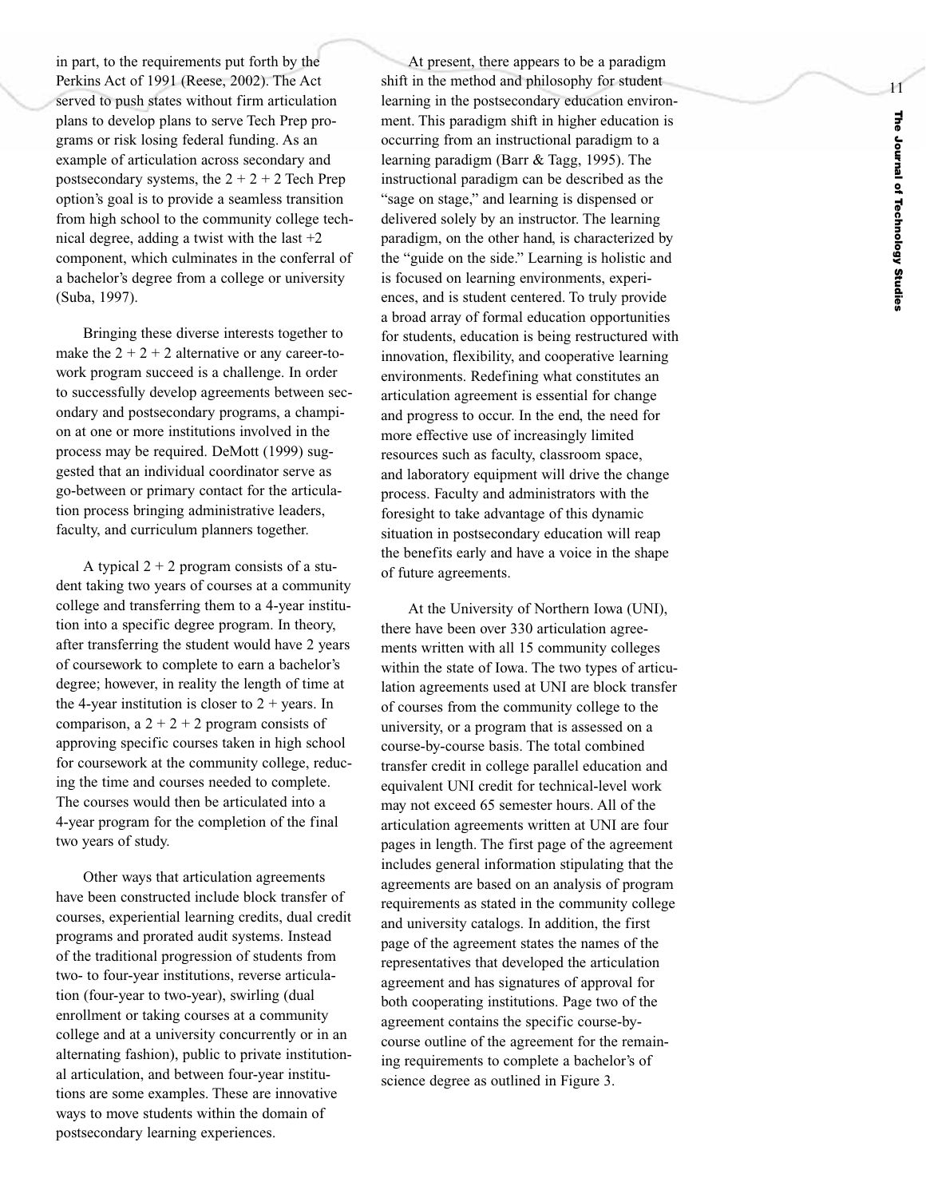in part, to the requirements put forth by the Perkins Act of 1991 (Reese, 2002). The Act served to push states without firm articulation plans to develop plans to serve Tech Prep programs or risk losing federal funding. As an example of articulation across secondary and postsecondary systems, the 2 + 2 + 2 Tech Prep option's goal is to provide a seamless transition from high school to the community college technical degree, adding a twist with the last +2 component, which culminates in the conferral of a bachelor's degree from a college or university (Suba, 1997).

Bringing these diverse interests together to make the 2 + 2 + 2 alternative or any career-to-work program succeed is a challenge. In order to successfully develop agreements between secondary and postsecondary programs, a champion at one or more institutions involved in the process may be required. DeMott (1999) suggested that an individual coordinator serve as go-between or primary contact for the articulation process bringing administrative leaders, faculty, and curriculum planners together.

A typical 2 + 2 program consists of a student taking two years of courses at a community college and transferring them to a 4-year institution into a specific degree program. In theory, after transferring the student would have 2 years of coursework to complete to earn a bachelor's degree; however, in reality the length of time at the 4-year institution is closer to 2 + years. In comparison, a 2 + 2 + 2 program consists of approving specific courses taken in high school for coursework at the community college, reducing the time and courses needed to complete. The courses would then be articulated into a 4-year program for the completion of the final two years of study.

Other ways that articulation agreements have been constructed include block transfer of courses, experiential learning credits, dual credit programs and prorated audit systems. Instead of the traditional progression of students from two- to four-year institutions, reverse articulation (four-year to two-year), swirling (dual enrollment or taking courses at a community college and at a university concurrently or in an alternating fashion), public to private institutional articulation, and between four-year institutions are some examples. These are innovative ways to move students within the domain of postsecondary learning experiences.

At present, there appears to be a paradigm shift in the method and philosophy for student learning in the postsecondary education environment. This paradigm shift in higher education is occurring from an instructional paradigm to a learning paradigm (Barr & Tagg, 1995). The instructional paradigm can be described as the "sage on stage," and learning is dispensed or delivered solely by an instructor. The learning paradigm, on the other hand, is characterized by the "guide on the side." Learning is holistic and is focused on learning environments, experiences, and is student centered. To truly provide a broad array of formal education opportunities for students, education is being restructured with innovation, flexibility, and cooperative learning environments. Redefining what constitutes an articulation agreement is essential for change and progress to occur. In the end, the need for more effective use of increasingly limited resources such as faculty, classroom space, and laboratory equipment will drive the change process. Faculty and administrators with the foresight to take advantage of this dynamic situation in postsecondary education will reap the benefits early and have a voice in the shape of future agreements.

At the University of Northern Iowa (UNI), there have been over 330 articulation agreements written with all 15 community colleges within the state of Iowa. The two types of articulation agreements used at UNI are block transfer of courses from the community college to the university, or a program that is assessed on a course-by-course basis. The total combined transfer credit in college parallel education and equivalent UNI credit for technical-level work may not exceed 65 semester hours. All of the articulation agreements written at UNI are four pages in length. The first page of the agreement includes general information stipulating that the agreements are based on an analysis of program requirements as stated in the community college and university catalogs. In addition, the first page of the agreement states the names of the representatives that developed the articulation agreement and has signatures of approval for both cooperating institutions. Page two of the agreement contains the specific course-by-course outline of the agreement for the remaining requirements to complete a bachelor's of science degree as outlined in Figure 3.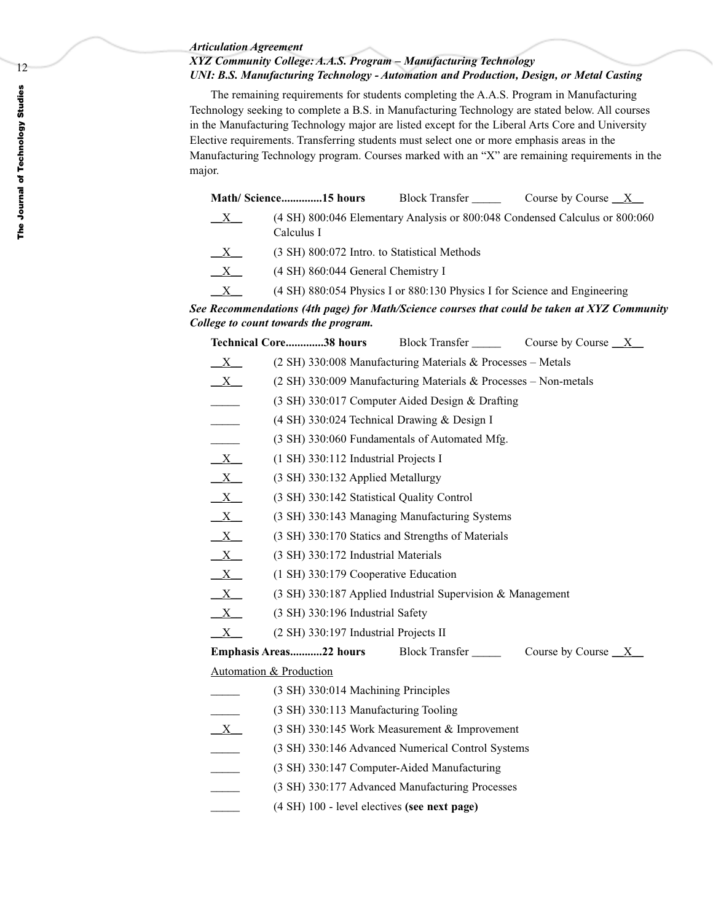*Articulation Agreement*
***XYZ Community College: A.A.S. Program – Manufacturing Technology***
***UNI: B.S. Manufacturing Technology - Automation and Production, Design, or Metal Casting***

The remaining requirements for students completing the A.A.S. Program in Manufacturing Technology seeking to complete a B.S. in Manufacturing Technology are stated below. All courses in the Manufacturing Technology major are listed except for the Liberal Arts Core and University Elective requirements. Transferring students must select one or more emphasis areas in the Manufacturing Technology program. Courses marked with an "X" are remaining requirements in the major.

**Math/ Science.............15 hours** Block Transfer _____ Course by Course __X__

- __X__ (4 SH) 800:046 Elementary Analysis or 800:048 Condensed Calculus or 800:060 Calculus I
- __X__ (3 SH) 800:072 Intro. to Statistical Methods
- __X__ (4 SH) 860:044 General Chemistry I
- __X__ (4 SH) 880:054 Physics I or 880:130 Physics I for Science and Engineering

***See Recommendations (4th page) for Math/Science courses that could be taken at XYZ Community College to count towards the program.***

**Technical Core............38 hours** Block Transfer _____ Course by Course __X__

- __X__ (2 SH) 330:008 Manufacturing Materials & Processes – Metals
- __X__ (2 SH) 330:009 Manufacturing Materials & Processes – Non-metals
- _____ (3 SH) 330:017 Computer Aided Design & Drafting
- _____ (4 SH) 330:024 Technical Drawing & Design I
- _____ (3 SH) 330:060 Fundamentals of Automated Mfg.
- __X__ (1 SH) 330:112 Industrial Projects I
- __X__ (3 SH) 330:132 Applied Metallurgy
- __X__ (3 SH) 330:142 Statistical Quality Control
- __X__ (3 SH) 330:143 Managing Manufacturing Systems
- __X__ (3 SH) 330:170 Statics and Strengths of Materials
- __X__ (3 SH) 330:172 Industrial Materials
- __X__ (1 SH) 330:179 Cooperative Education
- __X__ (3 SH) 330:187 Applied Industrial Supervision & Management
- __X__ (3 SH) 330:196 Industrial Safety
- __X__ (2 SH) 330:197 Industrial Projects II

**Emphasis Areas...........22 hours** Block Transfer _____ Course by Course __X__

Automation & Production

- _____ (3 SH) 330:014 Machining Principles
- _____ (3 SH) 330:113 Manufacturing Tooling
- __X__ (3 SH) 330:145 Work Measurement & Improvement
- _____ (3 SH) 330:146 Advanced Numerical Control Systems
- _____ (3 SH) 330:147 Computer-Aided Manufacturing
- _____ (3 SH) 330:177 Advanced Manufacturing Processes
- _____ (4 SH) 100 - level electives **(see next page)**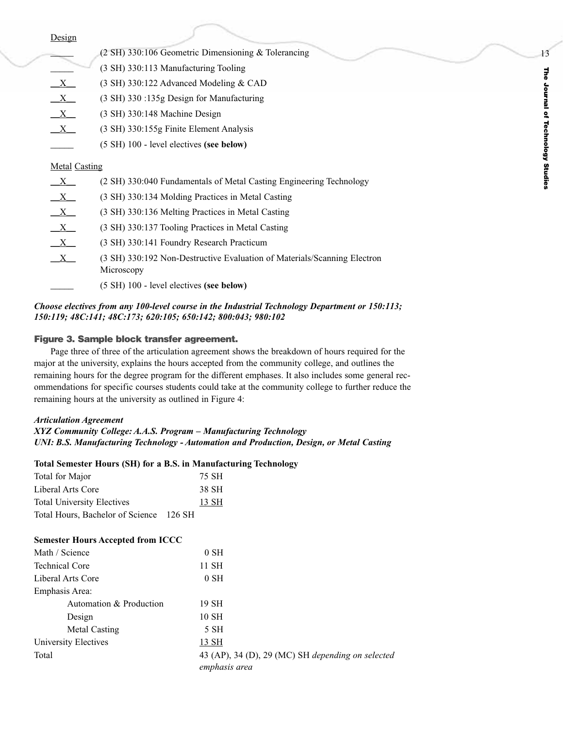Design

| | |
|---|---|
| _____ | (2 SH) 330:106 Geometric Dimensioning & Tolerancing |
| _____ | (3 SH) 330:113 Manufacturing Tooling |
| X | (3 SH) 330:122 Advanced Modeling & CAD |
| X | (3 SH) 330 :135g Design for Manufacturing |
| X | (3 SH) 330:148 Machine Design |
| X | (3 SH) 330:155g Finite Element Analysis |
| _____ | (5 SH) 100 - level electives **(see below)** |

Metal Casting

| | |
|---|---|
| X | (2 SH) 330:040 Fundamentals of Metal Casting Engineering Technology |
| X | (3 SH) 330:134 Molding Practices in Metal Casting |
| X | (3 SH) 330:136 Melting Practices in Metal Casting |
| X | (3 SH) 330:137 Tooling Practices in Metal Casting |
| X | (3 SH) 330:141 Foundry Research Practicum |
| X | (3 SH) 330:192 Non-Destructive Evaluation of Materials/Scanning Electron Microscopy |
| _____ | (5 SH) 100 - level electives **(see below)** |

***Choose electives from any 100-level course in the Industrial Technology Department or 150:113; 150:119; 48C:141; 48C:173; 620:105; 650:142; 800:043; 980:102***

**Figure 3. Sample block transfer agreement.**

Page three of three of the articulation agreement shows the breakdown of hours required for the major at the university, explains the hours accepted from the community college, and outlines the remaining hours for the degree program for the different emphases. It also includes some general recommendations for specific courses students could take at the community college to further reduce the remaining hours at the university as outlined in Figure 4:

***Articulation Agreement***
***XYZ Community College: A.A.S. Program – Manufacturing Technology***
***UNI: B.S. Manufacturing Technology - Automation and Production, Design, or Metal Casting***

**Total Semester Hours (SH) for a B.S. in Manufacturing Technology**

| | |
|---|---|
| Total for Major | 75 SH |
| Liberal Arts Core | 38 SH |
| Total University Electives | 13 SH |
| Total Hours, Bachelor of Science | 126 SH |

**Semester Hours Accepted from ICCC**

| | |
|---|---|
| Math / Science | 0 SH |
| Technical Core | 11 SH |
| Liberal Arts Core | 0 SH |
| Emphasis Area: | |
| Automation & Production | 19 SH |
| Design | 10 SH |
| Metal Casting | 5 SH |
| University Electives | 13 SH |
| Total | 43 (AP), 34 (D), 29 (MC) SH *depending on selected emphasis area* |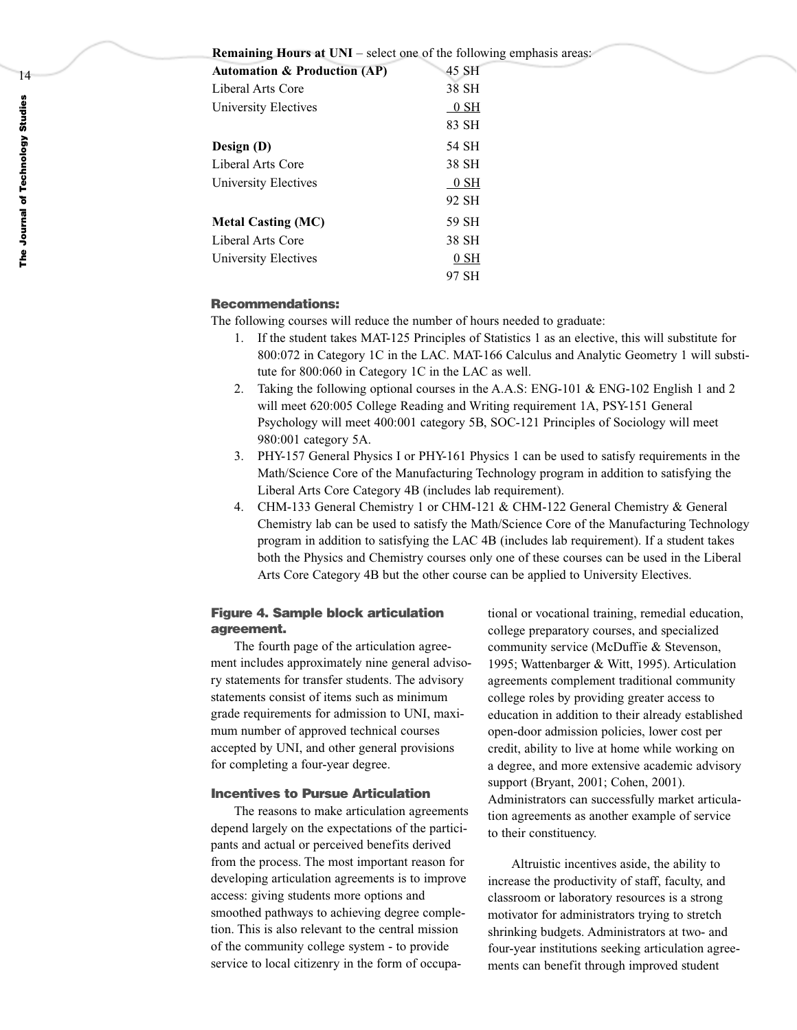**Remaining Hours at UNI** – select one of the following emphasis areas:

| | |
|---|---|
| **Automation & Production (AP)** | 45 SH |
| Liberal Arts Core | 38 SH |
| University Electives | 0 SH |
| | 83 SH |
| **Design (D)** | 54 SH |
| Liberal Arts Core | 38 SH |
| University Electives | 0 SH |
| | 92 SH |
| **Metal Casting (MC)** | 59 SH |
| Liberal Arts Core | 38 SH |
| University Electives | 0 SH |
| | 97 SH |

### Recommendations:

The following courses will reduce the number of hours needed to graduate:

1. If the student takes MAT-125 Principles of Statistics 1 as an elective, this will substitute for 800:072 in Category 1C in the LAC. MAT-166 Calculus and Analytic Geometry 1 will substitute for 800:060 in Category 1C in the LAC as well.
2. Taking the following optional courses in the A.A.S: ENG-101 & ENG-102 English 1 and 2 will meet 620:005 College Reading and Writing requirement 1A, PSY-151 General Psychology will meet 400:001 category 5B, SOC-121 Principles of Sociology will meet 980:001 category 5A.
3. PHY-157 General Physics I or PHY-161 Physics 1 can be used to satisfy requirements in the Math/Science Core of the Manufacturing Technology program in addition to satisfying the Liberal Arts Core Category 4B (includes lab requirement).
4. CHM-133 General Chemistry 1 or CHM-121 & CHM-122 General Chemistry & General Chemistry lab can be used to satisfy the Math/Science Core of the Manufacturing Technology program in addition to satisfying the LAC 4B (includes lab requirement). If a student takes both the Physics and Chemistry courses only one of these courses can be used in the Liberal Arts Core Category 4B but the other course can be applied to University Electives.

### Figure 4. Sample block articulation agreement.

The fourth page of the articulation agreement includes approximately nine general advisory statements for transfer students. The advisory statements consist of items such as minimum grade requirements for admission to UNI, maximum number of approved technical courses accepted by UNI, and other general provisions for completing a four-year degree.

### Incentives to Pursue Articulation

The reasons to make articulation agreements depend largely on the expectations of the participants and actual or perceived benefits derived from the process. The most important reason for developing articulation agreements is to improve access: giving students more options and smoothed pathways to achieving degree completion. This is also relevant to the central mission of the community college system - to provide service to local citizenry in the form of occupational or vocational training, remedial education, college preparatory courses, and specialized community service (McDuffie & Stevenson, 1995; Wattenbarger & Witt, 1995). Articulation agreements complement traditional community college roles by providing greater access to education in addition to their already established open-door admission policies, lower cost per credit, ability to live at home while working on a degree, and more extensive academic advisory support (Bryant, 2001; Cohen, 2001). Administrators can successfully market articulation agreements as another example of service to their constituency.

Altruistic incentives aside, the ability to increase the productivity of staff, faculty, and classroom or laboratory resources is a strong motivator for administrators trying to stretch shrinking budgets. Administrators at two- and four-year institutions seeking articulation agreements can benefit through improved student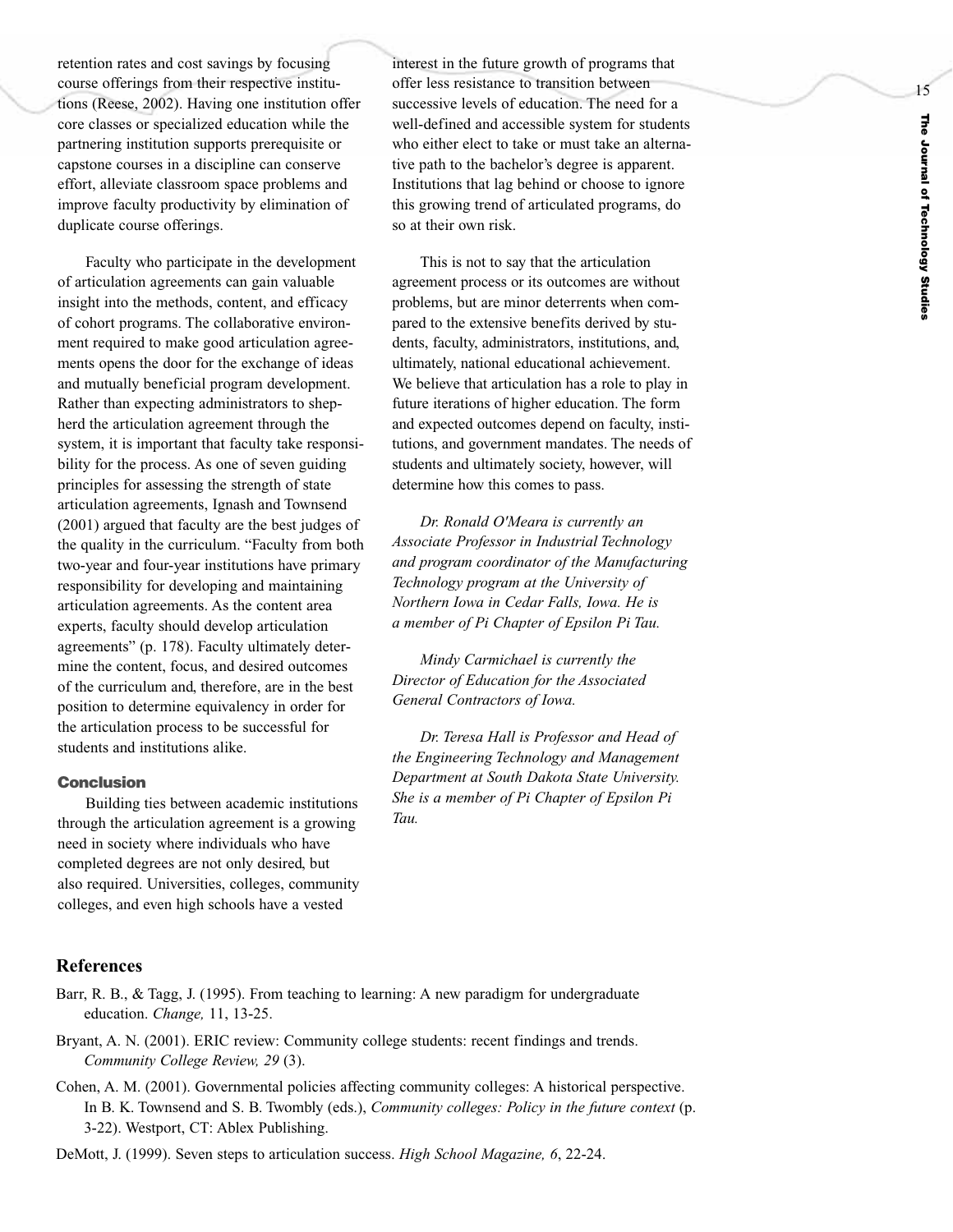retention rates and cost savings by focusing course offerings from their respective institutions (Reese, 2002). Having one institution offer core classes or specialized education while the partnering institution supports prerequisite or capstone courses in a discipline can conserve effort, alleviate classroom space problems and improve faculty productivity by elimination of duplicate course offerings.

Faculty who participate in the development of articulation agreements can gain valuable insight into the methods, content, and efficacy of cohort programs. The collaborative environment required to make good articulation agreements opens the door for the exchange of ideas and mutually beneficial program development. Rather than expecting administrators to shepherd the articulation agreement through the system, it is important that faculty take responsibility for the process. As one of seven guiding principles for assessing the strength of state articulation agreements, Ignash and Townsend (2001) argued that faculty are the best judges of the quality in the curriculum. "Faculty from both two-year and four-year institutions have primary responsibility for developing and maintaining articulation agreements. As the content area experts, faculty should develop articulation agreements" (p. 178). Faculty ultimately determine the content, focus, and desired outcomes of the curriculum and, therefore, are in the best position to determine equivalency in order for the articulation process to be successful for students and institutions alike.

### Conclusion

Building ties between academic institutions through the articulation agreement is a growing need in society where individuals who have completed degrees are not only desired, but also required. Universities, colleges, community colleges, and even high schools have a vested interest in the future growth of programs that offer less resistance to transition between successive levels of education. The need for a well-defined and accessible system for students who either elect to take or must take an alternative path to the bachelor's degree is apparent. Institutions that lag behind or choose to ignore this growing trend of articulated programs, do so at their own risk.

This is not to say that the articulation agreement process or its outcomes are without problems, but are minor deterrents when compared to the extensive benefits derived by students, faculty, administrators, institutions, and, ultimately, national educational achievement. We believe that articulation has a role to play in future iterations of higher education. The form and expected outcomes depend on faculty, institutions, and government mandates. The needs of students and ultimately society, however, will determine how this comes to pass.

*Dr. Ronald O'Meara is currently an Associate Professor in Industrial Technology and program coordinator of the Manufacturing Technology program at the University of Northern Iowa in Cedar Falls, Iowa. He is a member of Pi Chapter of Epsilon Pi Tau.*

*Mindy Carmichael is currently the Director of Education for the Associated General Contractors of Iowa.*

*Dr. Teresa Hall is Professor and Head of the Engineering Technology and Management Department at South Dakota State University. She is a member of Pi Chapter of Epsilon Pi Tau.*

## References

Barr, R. B., & Tagg, J. (1995). From teaching to learning: A new paradigm for undergraduate education. *Change,* 11, 13-25.

Bryant, A. N. (2001). ERIC review: Community college students: recent findings and trends. *Community College Review, 29* (3).

Cohen, A. M. (2001). Governmental policies affecting community colleges: A historical perspective. In B. K. Townsend and S. B. Twombly (eds.), *Community colleges: Policy in the future context* (p. 3-22). Westport, CT: Ablex Publishing.

DeMott, J. (1999). Seven steps to articulation success. *High School Magazine, 6*, 22-24.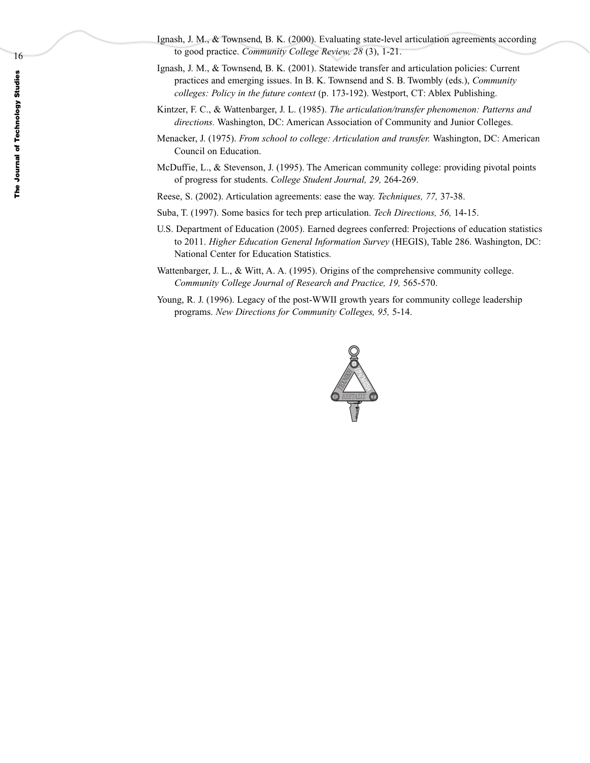Ignash, J. M., & Townsend, B. K. (2000). Evaluating state-level articulation agreements according to good practice. *Community College Review, 28* (3), 1-21.

Ignash, J. M., & Townsend, B. K. (2001). Statewide transfer and articulation policies: Current practices and emerging issues. In B. K. Townsend and S. B. Twombly (eds.), *Community colleges: Policy in the future context* (p. 173-192). Westport, CT: Ablex Publishing.

Kintzer, F. C., & Wattenbarger, J. L. (1985). *The articulation/transfer phenomenon: Patterns and directions.* Washington, DC: American Association of Community and Junior Colleges.

Menacker, J. (1975). *From school to college: Articulation and transfer.* Washington, DC: American Council on Education.

McDuffie, L., & Stevenson, J. (1995). The American community college: providing pivotal points of progress for students. *College Student Journal, 29,* 264-269.

Reese, S. (2002). Articulation agreements: ease the way. *Techniques, 77,* 37-38.

Suba, T. (1997). Some basics for tech prep articulation. *Tech Directions, 56,* 14-15.

U.S. Department of Education (2005). Earned degrees conferred: Projections of education statistics to 2011. *Higher Education General Information Survey* (HEGIS), Table 286. Washington, DC: National Center for Education Statistics.

Wattenbarger, J. L., & Witt, A. A. (1995). Origins of the comprehensive community college. *Community College Journal of Research and Practice, 19,* 565-570.

Young, R. J. (1996). Legacy of the post-WWII growth years for community college leadership programs. *New Directions for Community Colleges, 95,* 5-14.